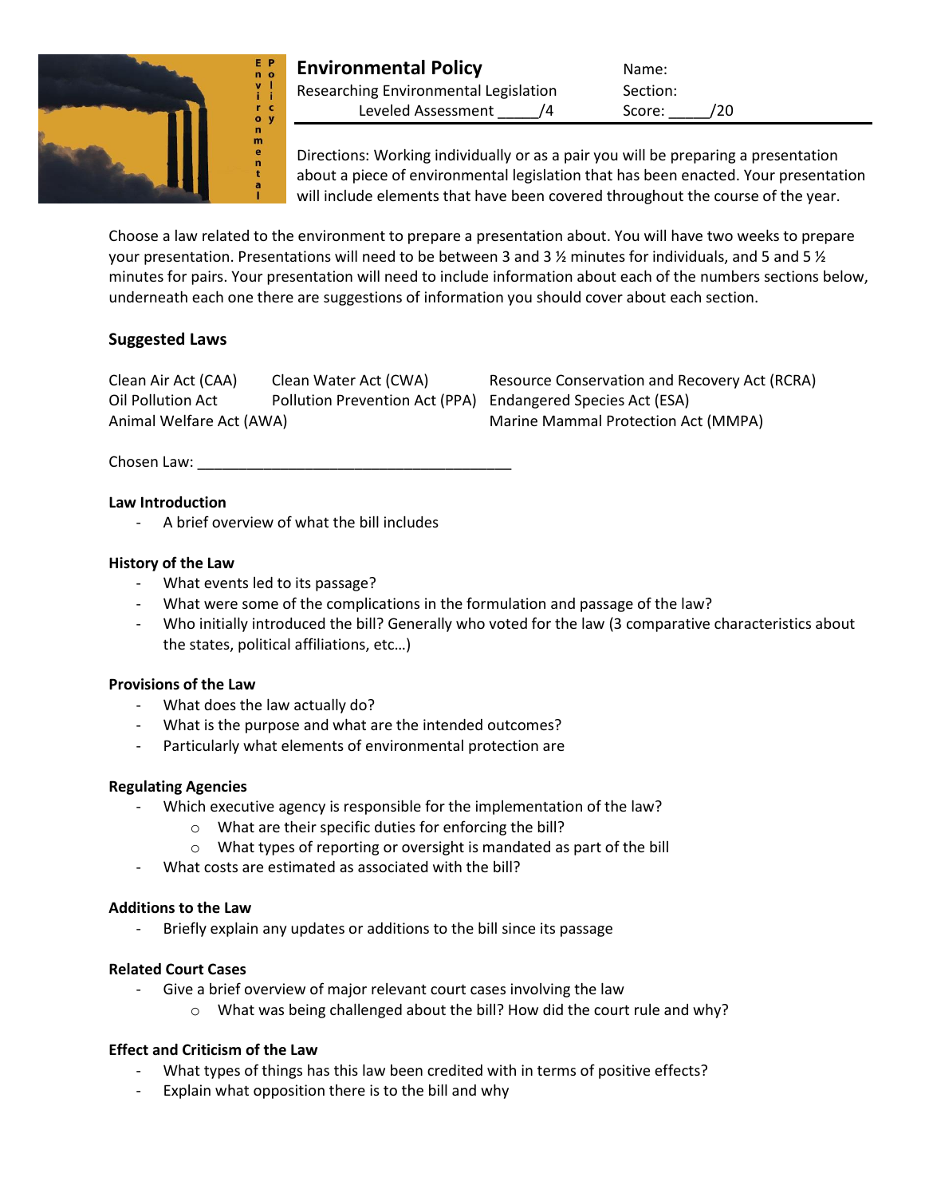# Environmental Policy

Researching Environmental Legislation
Leveled Assessment _____/4

Name:
Section:
Score: _____/20

Directions: Working individually or as a pair you will be preparing a presentation about a piece of environmental legislation that has been enacted. Your presentation will include elements that have been covered throughout the course of the year.

Choose a law related to the environment to prepare a presentation about. You will have two weeks to prepare your presentation. Presentations will need to be between 3 and 3 ½ minutes for individuals, and 5 and 5 ½ minutes for pairs. Your presentation will need to include information about each of the numbers sections below, underneath each one there are suggestions of information you should cover about each section.

## Suggested Laws

| | | |
|---|---|---|
| Clean Air Act (CAA) | Clean Water Act (CWA) | Resource Conservation and Recovery Act (RCRA) |
| Oil Pollution Act | Pollution Prevention Act (PPA) | Endangered Species Act (ESA) |
| Animal Welfare Act (AWA) | | Marine Mammal Protection Act (MMPA) |

Chosen Law: ______________________________________

**Law Introduction**

- A brief overview of what the bill includes

**History of the Law**

- What events led to its passage?
- What were some of the complications in the formulation and passage of the law?
- Who initially introduced the bill? Generally who voted for the law (3 comparative characteristics about the states, political affiliations, etc…)

**Provisions of the Law**

- What does the law actually do?
- What is the purpose and what are the intended outcomes?
- Particularly what elements of environmental protection are

**Regulating Agencies**

- Which executive agency is responsible for the implementation of the law?
  - What are their specific duties for enforcing the bill?
  - What types of reporting or oversight is mandated as part of the bill
- What costs are estimated as associated with the bill?

**Additions to the Law**

- Briefly explain any updates or additions to the bill since its passage

**Related Court Cases**

- Give a brief overview of major relevant court cases involving the law
  - What was being challenged about the bill? How did the court rule and why?

**Effect and Criticism of the Law**

- What types of things has this law been credited with in terms of positive effects?
- Explain what opposition there is to the bill and why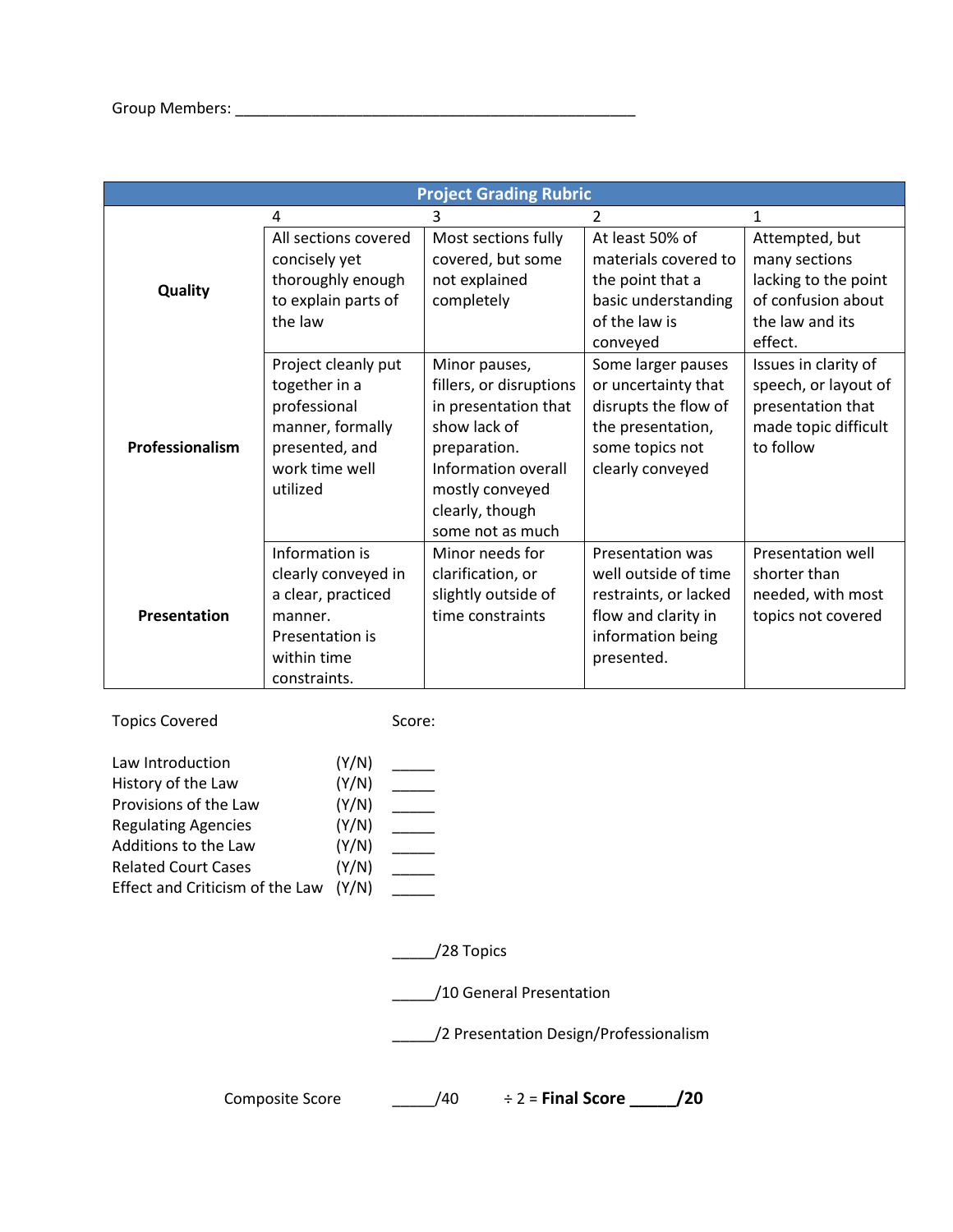Group Members: ________________________________________________

| Project Grading Rubric | | | | |
|---|---|---|---|---|
| | 4 | 3 | 2 | 1 |
| **Quality** | All sections covered concisely yet thoroughly enough to explain parts of the law | Most sections fully covered, but some not explained completely | At least 50% of materials covered to the point that a basic understanding of the law is conveyed | Attempted, but many sections lacking to the point of confusion about the law and its effect. |
| **Professionalism** | Project cleanly put together in a professional manner, formally presented, and work time well utilized | Minor pauses, fillers, or disruptions in presentation that show lack of preparation. Information overall mostly conveyed clearly, though some not as much | Some larger pauses or uncertainty that disrupts the flow of the presentation, some topics not clearly conveyed | Issues in clarity of speech, or layout of presentation that made topic difficult to follow |
| **Presentation** | Information is clearly conveyed in a clear, practiced manner. Presentation is within time constraints. | Minor needs for clarification, or slightly outside of time constraints | Presentation was well outside of time restraints, or lacked flow and clarity in information being presented. | Presentation well shorter than needed, with most topics not covered |

| Topics Covered | | Score: |
|---|---|---|
| Law Introduction | (Y/N) | _____ |
| History of the Law | (Y/N) | _____ |
| Provisions of the Law | (Y/N) | _____ |
| Regulating Agencies | (Y/N) | _____ |
| Additions to the Law | (Y/N) | _____ |
| Related Court Cases | (Y/N) | _____ |
| Effect and Criticism of the Law | (Y/N) | _____ |

_____/28 Topics

_____/10 General Presentation

_____/2 Presentation Design/Professionalism

Composite Score _____/40 ÷ 2 = **Final Score _____/20**